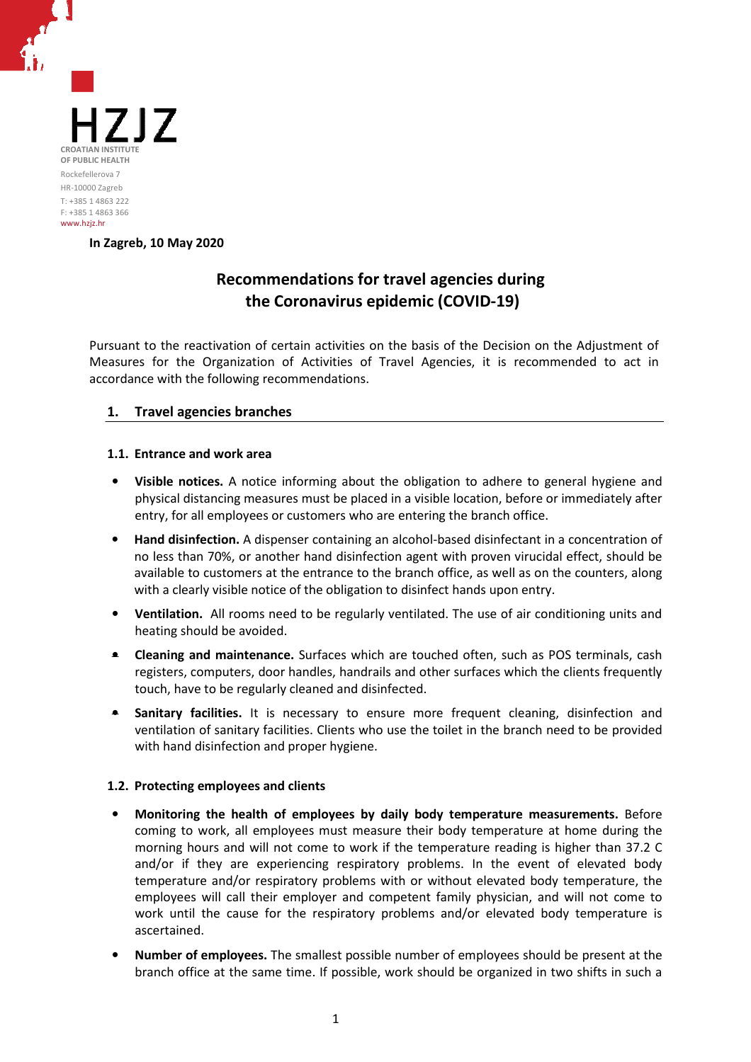HZJZ

CROATIAN INSTITUTE OF PUBLIC HEALTH

Rockefellerova 7
HR-10000 Zagreb
T: +385 1 4863 222
F: +385 1 4863 366
www.hzjz.hr

**In Zagreb, 10 May 2020**

# Recommendations for travel agencies during the Coronavirus epidemic (COVID-19)

Pursuant to the reactivation of certain activities on the basis of the Decision on the Adjustment of Measures for the Organization of Activities of Travel Agencies, it is recommended to act in accordance with the following recommendations.

## 1. Travel agencies branches

### 1.1. Entrance and work area

- **Visible notices.** A notice informing about the obligation to adhere to general hygiene and physical distancing measures must be placed in a visible location, before or immediately after entry, for all employees or customers who are entering the branch office.
- **Hand disinfection.** A dispenser containing an alcohol-based disinfectant in a concentration of no less than 70%, or another hand disinfection agent with proven virucidal effect, should be available to customers at the entrance to the branch office, as well as on the counters, along with a clearly visible notice of the obligation to disinfect hands upon entry.
- **Ventilation.** All rooms need to be regularly ventilated. The use of air conditioning units and heating should be avoided.
- **Cleaning and maintenance.** Surfaces which are touched often, such as POS terminals, cash registers, computers, door handles, handrails and other surfaces which the clients frequently touch, have to be regularly cleaned and disinfected.
- **Sanitary facilities.** It is necessary to ensure more frequent cleaning, disinfection and ventilation of sanitary facilities. Clients who use the toilet in the branch need to be provided with hand disinfection and proper hygiene.

### 1.2. Protecting employees and clients

- **Monitoring the health of employees by daily body temperature measurements.** Before coming to work, all employees must measure their body temperature at home during the morning hours and will not come to work if the temperature reading is higher than 37.2 C and/or if they are experiencing respiratory problems. In the event of elevated body temperature and/or respiratory problems with or without elevated body temperature, the employees will call their employer and competent family physician, and will not come to work until the cause for the respiratory problems and/or elevated body temperature is ascertained.
- **Number of employees.** The smallest possible number of employees should be present at the branch office at the same time. If possible, work should be organized in two shifts in such a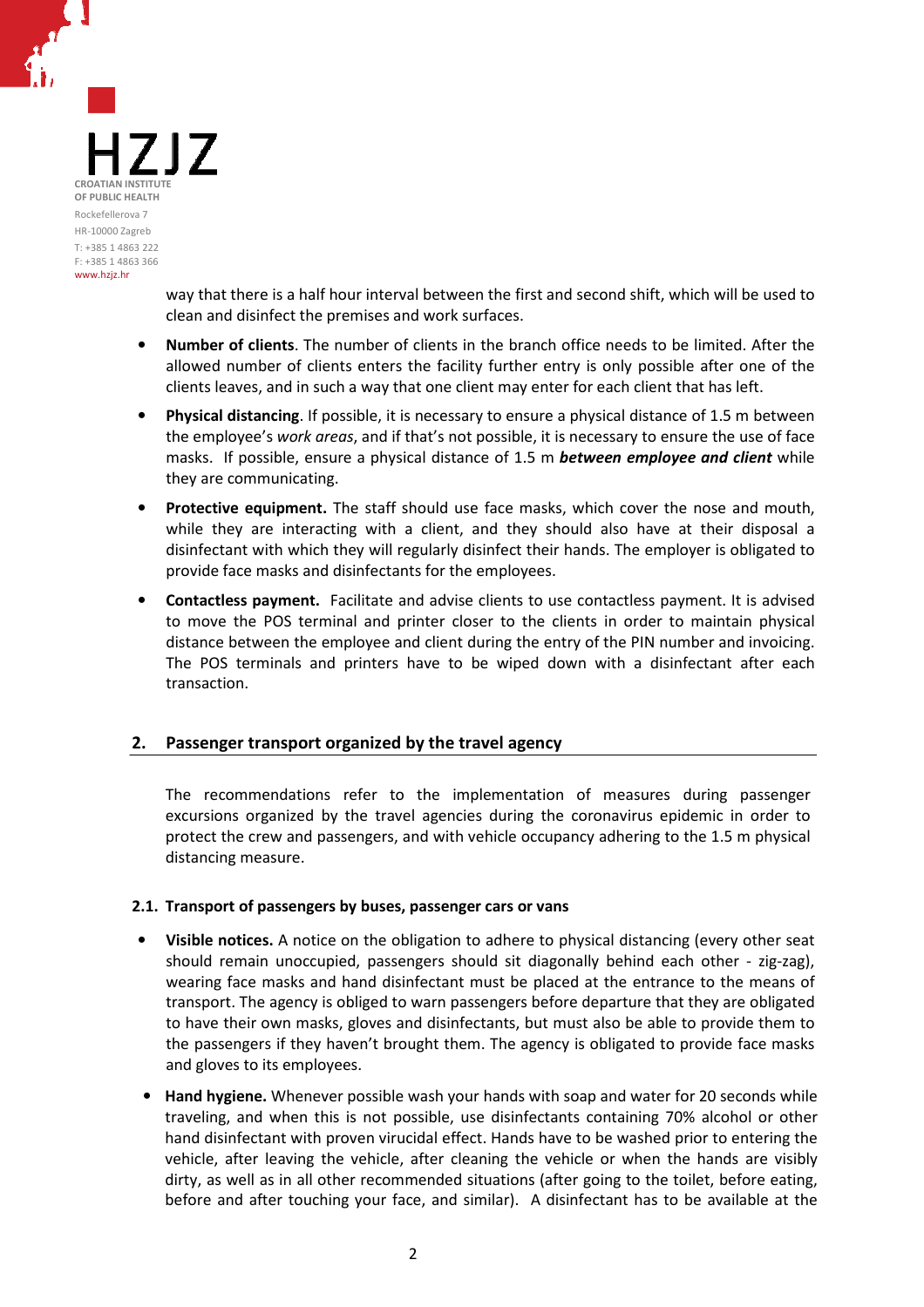way that there is a half hour interval between the first and second shift, which will be used to clean and disinfect the premises and work surfaces.

- **Number of clients**. The number of clients in the branch office needs to be limited. After the allowed number of clients enters the facility further entry is only possible after one of the clients leaves, and in such a way that one client may enter for each client that has left.
- **Physical distancing**. If possible, it is necessary to ensure a physical distance of 1.5 m between the employee's *work areas*, and if that's not possible, it is necessary to ensure the use of face masks. If possible, ensure a physical distance of 1.5 m ***between employee and client*** while they are communicating.
- **Protective equipment.** The staff should use face masks, which cover the nose and mouth, while they are interacting with a client, and they should also have at their disposal a disinfectant with which they will regularly disinfect their hands. The employer is obligated to provide face masks and disinfectants for the employees.
- **Contactless payment.** Facilitate and advise clients to use contactless payment. It is advised to move the POS terminal and printer closer to the clients in order to maintain physical distance between the employee and client during the entry of the PIN number and invoicing. The POS terminals and printers have to be wiped down with a disinfectant after each transaction.

## 2. Passenger transport organized by the travel agency

The recommendations refer to the implementation of measures during passenger excursions organized by the travel agencies during the coronavirus epidemic in order to protect the crew and passengers, and with vehicle occupancy adhering to the 1.5 m physical distancing measure.

### 2.1. Transport of passengers by buses, passenger cars or vans

- **Visible notices.** A notice on the obligation to adhere to physical distancing (every other seat should remain unoccupied, passengers should sit diagonally behind each other - zig-zag), wearing face masks and hand disinfectant must be placed at the entrance to the means of transport. The agency is obliged to warn passengers before departure that they are obligated to have their own masks, gloves and disinfectants, but must also be able to provide them to the passengers if they haven't brought them. The agency is obligated to provide face masks and gloves to its employees.
- **Hand hygiene.** Whenever possible wash your hands with soap and water for 20 seconds while traveling, and when this is not possible, use disinfectants containing 70% alcohol or other hand disinfectant with proven virucidal effect. Hands have to be washed prior to entering the vehicle, after leaving the vehicle, after cleaning the vehicle or when the hands are visibly dirty, as well as in all other recommended situations (after going to the toilet, before eating, before and after touching your face, and similar). A disinfectant has to be available at the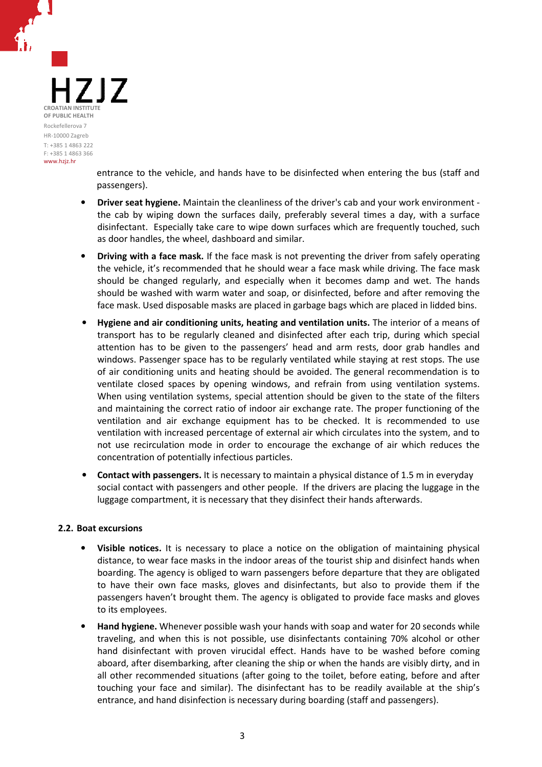entrance to the vehicle, and hands have to be disinfected when entering the bus (staff and passengers).

- **Driver seat hygiene.** Maintain the cleanliness of the driver's cab and your work environment - the cab by wiping down the surfaces daily, preferably several times a day, with a surface disinfectant. Especially take care to wipe down surfaces which are frequently touched, such as door handles, the wheel, dashboard and similar.
- **Driving with a face mask.** If the face mask is not preventing the driver from safely operating the vehicle, it's recommended that he should wear a face mask while driving. The face mask should be changed regularly, and especially when it becomes damp and wet. The hands should be washed with warm water and soap, or disinfected, before and after removing the face mask. Used disposable masks are placed in garbage bags which are placed in lidded bins.
- **Hygiene and air conditioning units, heating and ventilation units.** The interior of a means of transport has to be regularly cleaned and disinfected after each trip, during which special attention has to be given to the passengers' head and arm rests, door grab handles and windows. Passenger space has to be regularly ventilated while staying at rest stops. The use of air conditioning units and heating should be avoided. The general recommendation is to ventilate closed spaces by opening windows, and refrain from using ventilation systems. When using ventilation systems, special attention should be given to the state of the filters and maintaining the correct ratio of indoor air exchange rate. The proper functioning of the ventilation and air exchange equipment has to be checked. It is recommended to use ventilation with increased percentage of external air which circulates into the system, and to not use recirculation mode in order to encourage the exchange of air which reduces the concentration of potentially infectious particles.
- **Contact with passengers.** It is necessary to maintain a physical distance of 1.5 m in everyday social contact with passengers and other people. If the drivers are placing the luggage in the luggage compartment, it is necessary that they disinfect their hands afterwards.

### 2.2. Boat excursions

- **Visible notices.** It is necessary to place a notice on the obligation of maintaining physical distance, to wear face masks in the indoor areas of the tourist ship and disinfect hands when boarding. The agency is obliged to warn passengers before departure that they are obligated to have their own face masks, gloves and disinfectants, but also to provide them if the passengers haven't brought them. The agency is obligated to provide face masks and gloves to its employees.
- **Hand hygiene.** Whenever possible wash your hands with soap and water for 20 seconds while traveling, and when this is not possible, use disinfectants containing 70% alcohol or other hand disinfectant with proven virucidal effect. Hands have to be washed before coming aboard, after disembarking, after cleaning the ship or when the hands are visibly dirty, and in all other recommended situations (after going to the toilet, before eating, before and after touching your face and similar). The disinfectant has to be readily available at the ship's entrance, and hand disinfection is necessary during boarding (staff and passengers).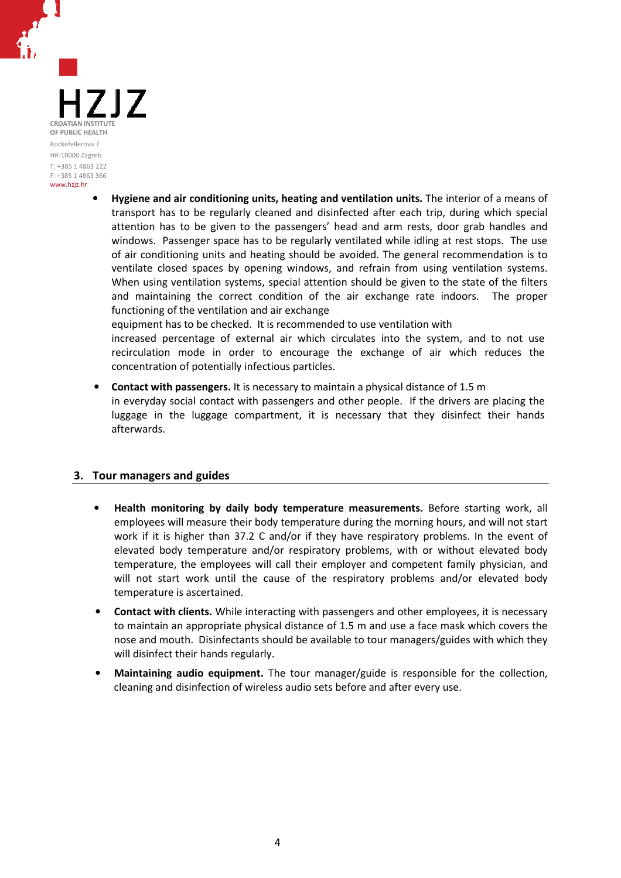- **Hygiene and air conditioning units, heating and ventilation units.** The interior of a means of transport has to be regularly cleaned and disinfected after each trip, during which special attention has to be given to the passengers' head and arm rests, door grab handles and windows. Passenger space has to be regularly ventilated while idling at rest stops. The use of air conditioning units and heating should be avoided. The general recommendation is to ventilate closed spaces by opening windows, and refrain from using ventilation systems. When using ventilation systems, special attention should be given to the state of the filters and maintaining the correct condition of the air exchange rate indoors. The proper functioning of the ventilation and air exchange equipment has to be checked. It is recommended to use ventilation with increased percentage of external air which circulates into the system, and to not use recirculation mode in order to encourage the exchange of air which reduces the concentration of potentially infectious particles.

- **Contact with passengers.** It is necessary to maintain a physical distance of 1.5 m in everyday social contact with passengers and other people. If the drivers are placing the luggage in the luggage compartment, it is necessary that they disinfect their hands afterwards.

## 3. Tour managers and guides

- **Health monitoring by daily body temperature measurements.** Before starting work, all employees will measure their body temperature during the morning hours, and will not start work if it is higher than 37.2 C and/or if they have respiratory problems. In the event of elevated body temperature and/or respiratory problems, with or without elevated body temperature, the employees will call their employer and competent family physician, and will not start work until the cause of the respiratory problems and/or elevated body temperature is ascertained.
- **Contact with clients.** While interacting with passengers and other employees, it is necessary to maintain an appropriate physical distance of 1.5 m and use a face mask which covers the nose and mouth. Disinfectants should be available to tour managers/guides with which they will disinfect their hands regularly.
- **Maintaining audio equipment.** The tour manager/guide is responsible for the collection, cleaning and disinfection of wireless audio sets before and after every use.